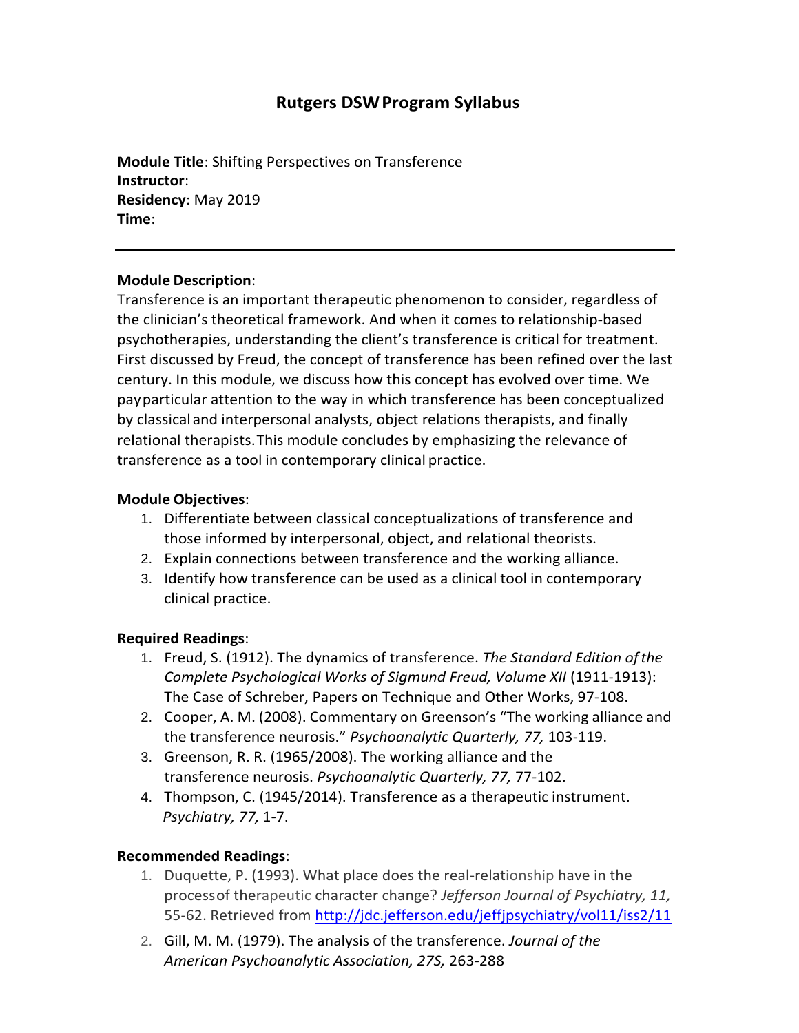# Rutgers DSW Program Syllabus

**Module Title**: Shifting Perspectives on Transference
**Instructor**:
**Residency**: May 2019
**Time**:

---

**Module Description**:
Transference is an important therapeutic phenomenon to consider, regardless of the clinician's theoretical framework. And when it comes to relationship-based psychotherapies, understanding the client's transference is critical for treatment. First discussed by Freud, the concept of transference has been refined over the last century. In this module, we discuss how this concept has evolved over time. We pay particular attention to the way in which transference has been conceptualized by classical and interpersonal analysts, object relations therapists, and finally relational therapists. This module concludes by emphasizing the relevance of transference as a tool in contemporary clinical practice.

**Module Objectives**:

1. Differentiate between classical conceptualizations of transference and those informed by interpersonal, object, and relational theorists.
2. Explain connections between transference and the working alliance.
3. Identify how transference can be used as a clinical tool in contemporary clinical practice.

**Required Readings**:

1. Freud, S. (1912). The dynamics of transference. *The Standard Edition of the Complete Psychological Works of Sigmund Freud, Volume XII* (1911-1913): The Case of Schreber, Papers on Technique and Other Works, 97-108.
2. Cooper, A. M. (2008). Commentary on Greenson's "The working alliance and the transference neurosis." *Psychoanalytic Quarterly, 77,* 103-119.
3. Greenson, R. R. (1965/2008). The working alliance and the transference neurosis. *Psychoanalytic Quarterly, 77,* 77-102.
4. Thompson, C. (1945/2014). Transference as a therapeutic instrument. *Psychiatry, 77,* 1-7.

**Recommended Readings**:

1. Duquette, P. (1993). What place does the real-relationship have in the process of therapeutic character change? *Jefferson Journal of Psychiatry, 11,* 55-62. Retrieved from http://jdc.jefferson.edu/jeffjpsychiatry/vol11/iss2/11
2. Gill, M. M. (1979). The analysis of the transference. *Journal of the American Psychoanalytic Association, 27S,* 263-288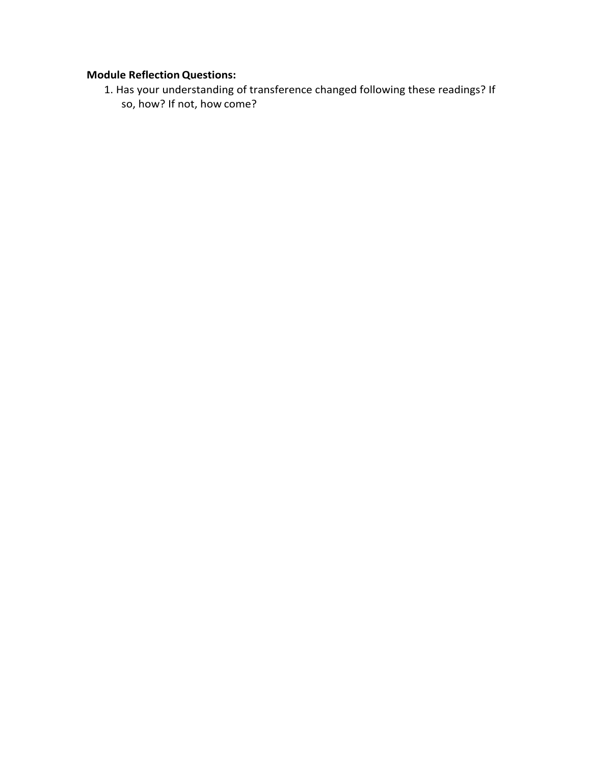**Module Reflection Questions:**

1. Has your understanding of transference changed following these readings? If so, how? If not, how come?